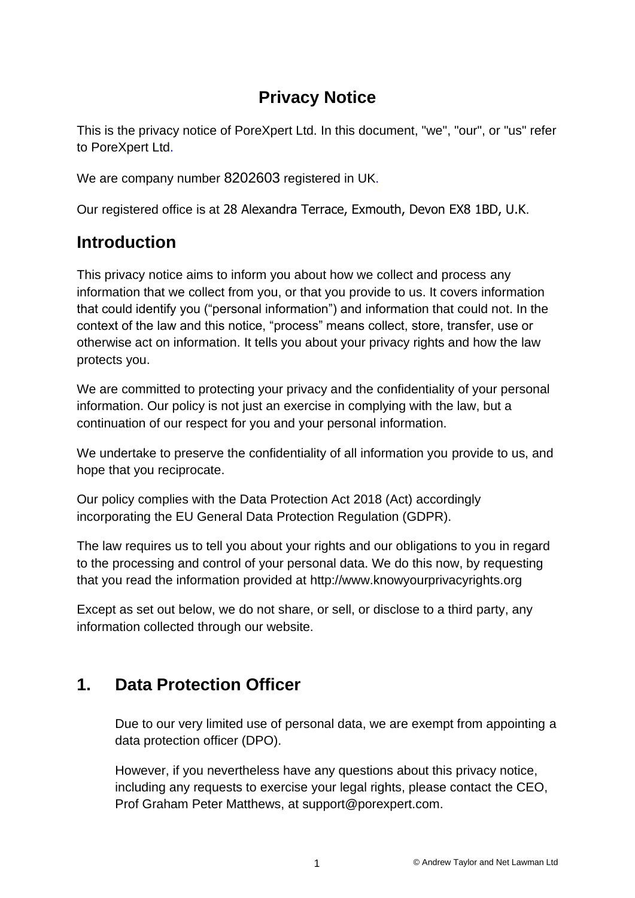# Privacy Notice

This is the privacy notice of PoreXpert Ltd. In this document, "we", "our", or "us" refer to PoreXpert Ltd.

We are company number 8202603 registered in UK.

Our registered office is at 28 Alexandra Terrace, Exmouth, Devon EX8 1BD, U.K.

## Introduction

This privacy notice aims to inform you about how we collect and process any information that we collect from you, or that you provide to us. It covers information that could identify you ("personal information") and information that could not. In the context of the law and this notice, "process" means collect, store, transfer, use or otherwise act on information. It tells you about your privacy rights and how the law protects you.

We are committed to protecting your privacy and the confidentiality of your personal information. Our policy is not just an exercise in complying with the law, but a continuation of our respect for you and your personal information.

We undertake to preserve the confidentiality of all information you provide to us, and hope that you reciprocate.

Our policy complies with the Data Protection Act 2018 (Act) accordingly incorporating the EU General Data Protection Regulation (GDPR).

The law requires us to tell you about your rights and our obligations to you in regard to the processing and control of your personal data. We do this now, by requesting that you read the information provided at http://www.knowyourprivacyrights.org

Except as set out below, we do not share, or sell, or disclose to a third party, any information collected through our website.

## 1. Data Protection Officer

Due to our very limited use of personal data, we are exempt from appointing a data protection officer (DPO).

However, if you nevertheless have any questions about this privacy notice, including any requests to exercise your legal rights, please contact the CEO, Prof Graham Peter Matthews, at support@porexpert.com.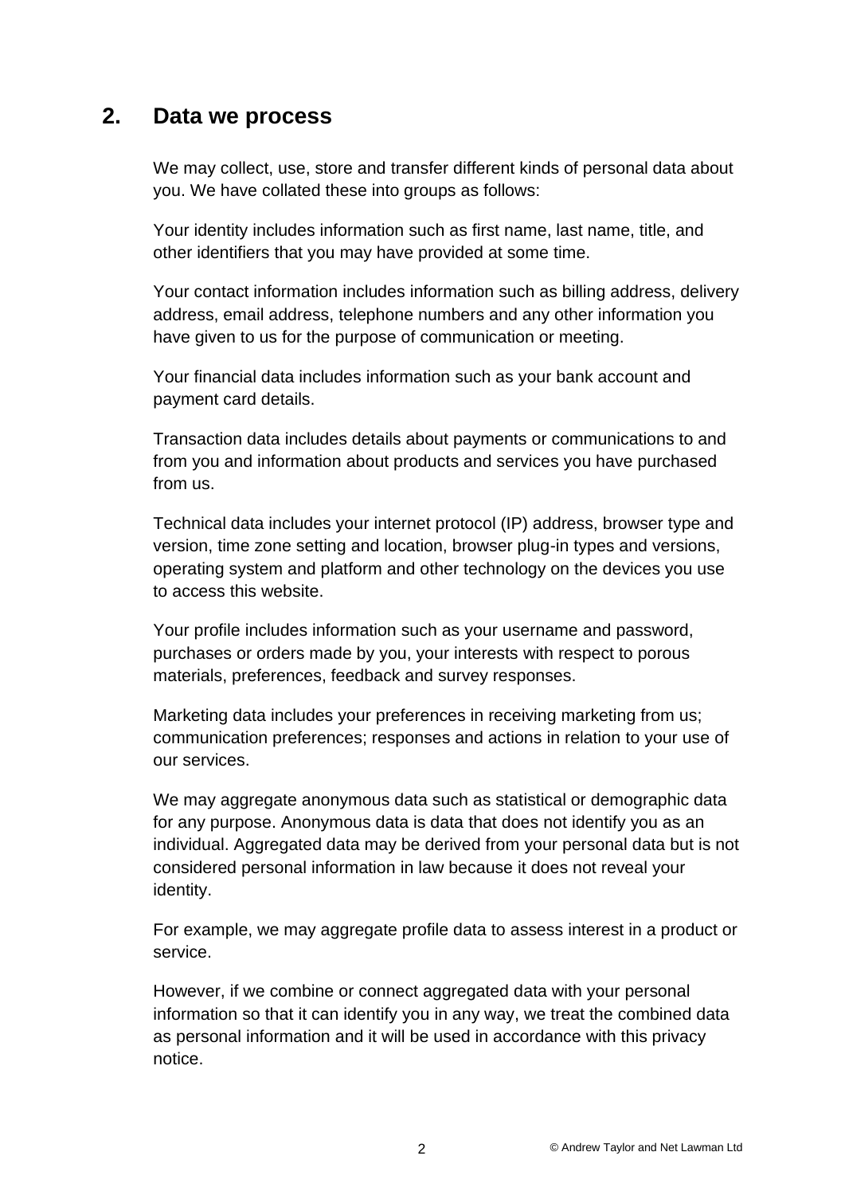## 2. Data we process

We may collect, use, store and transfer different kinds of personal data about you. We have collated these into groups as follows:

Your identity includes information such as first name, last name, title, and other identifiers that you may have provided at some time.

Your contact information includes information such as billing address, delivery address, email address, telephone numbers and any other information you have given to us for the purpose of communication or meeting.

Your financial data includes information such as your bank account and payment card details.

Transaction data includes details about payments or communications to and from you and information about products and services you have purchased from us.

Technical data includes your internet protocol (IP) address, browser type and version, time zone setting and location, browser plug-in types and versions, operating system and platform and other technology on the devices you use to access this website.

Your profile includes information such as your username and password, purchases or orders made by you, your interests with respect to porous materials, preferences, feedback and survey responses.

Marketing data includes your preferences in receiving marketing from us; communication preferences; responses and actions in relation to your use of our services.

We may aggregate anonymous data such as statistical or demographic data for any purpose. Anonymous data is data that does not identify you as an individual. Aggregated data may be derived from your personal data but is not considered personal information in law because it does not reveal your identity.

For example, we may aggregate profile data to assess interest in a product or service.

However, if we combine or connect aggregated data with your personal information so that it can identify you in any way, we treat the combined data as personal information and it will be used in accordance with this privacy notice.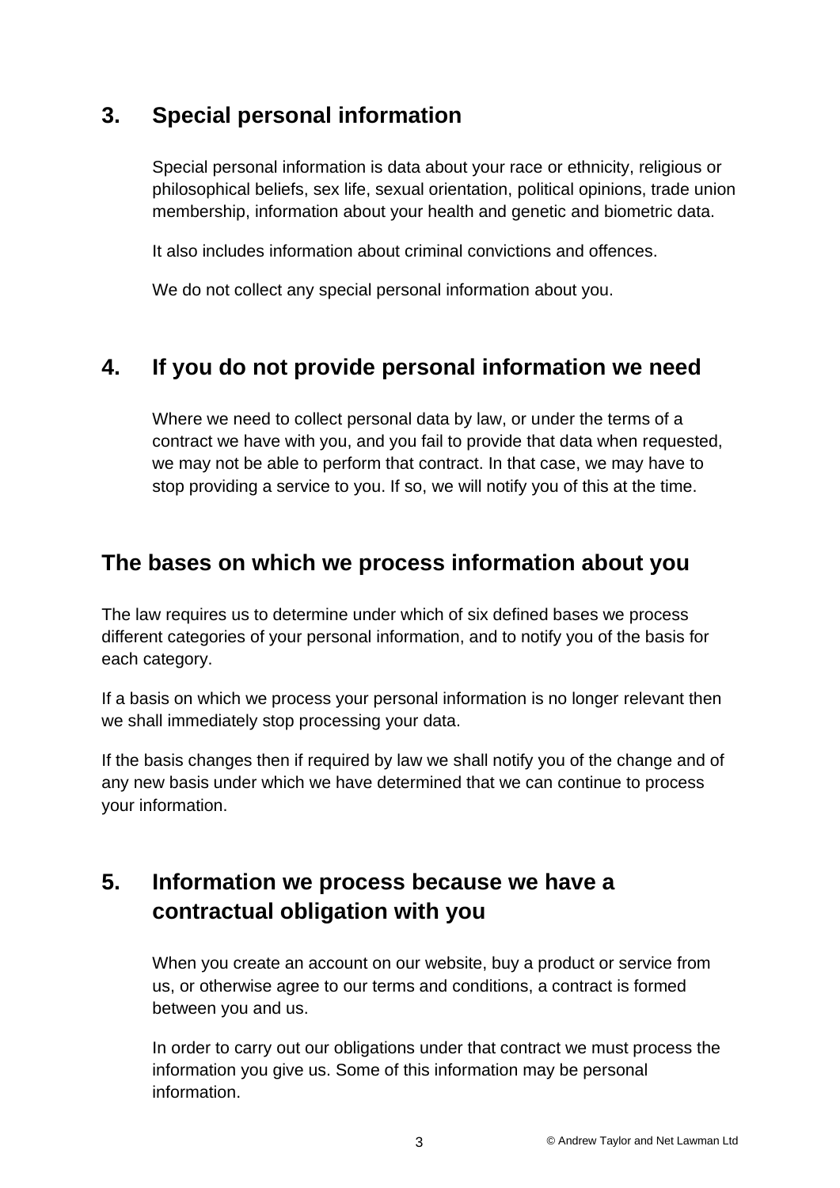## 3. Special personal information

Special personal information is data about your race or ethnicity, religious or philosophical beliefs, sex life, sexual orientation, political opinions, trade union membership, information about your health and genetic and biometric data.

It also includes information about criminal convictions and offences.

We do not collect any special personal information about you.

## 4. If you do not provide personal information we need

Where we need to collect personal data by law, or under the terms of a contract we have with you, and you fail to provide that data when requested, we may not be able to perform that contract. In that case, we may have to stop providing a service to you. If so, we will notify you of this at the time.

## The bases on which we process information about you

The law requires us to determine under which of six defined bases we process different categories of your personal information, and to notify you of the basis for each category.

If a basis on which we process your personal information is no longer relevant then we shall immediately stop processing your data.

If the basis changes then if required by law we shall notify you of the change and of any new basis under which we have determined that we can continue to process your information.

## 5. Information we process because we have a contractual obligation with you

When you create an account on our website, buy a product or service from us, or otherwise agree to our terms and conditions, a contract is formed between you and us.

In order to carry out our obligations under that contract we must process the information you give us. Some of this information may be personal information.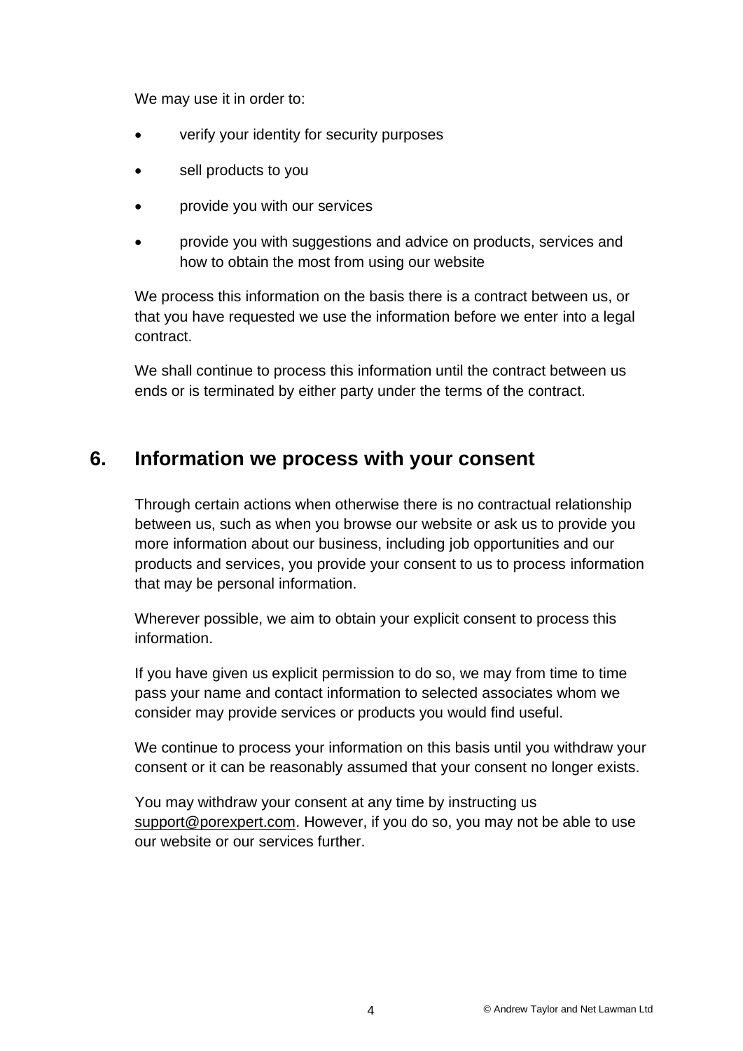We may use it in order to:

- verify your identity for security purposes
- sell products to you
- provide you with our services
- provide you with suggestions and advice on products, services and how to obtain the most from using our website

We process this information on the basis there is a contract between us, or that you have requested we use the information before we enter into a legal contract.

We shall continue to process this information until the contract between us ends or is terminated by either party under the terms of the contract.

## 6. Information we process with your consent

Through certain actions when otherwise there is no contractual relationship between us, such as when you browse our website or ask us to provide you more information about our business, including job opportunities and our products and services, you provide your consent to us to process information that may be personal information.

Wherever possible, we aim to obtain your explicit consent to process this information.

If you have given us explicit permission to do so, we may from time to time pass your name and contact information to selected associates whom we consider may provide services or products you would find useful.

We continue to process your information on this basis until you withdraw your consent or it can be reasonably assumed that your consent no longer exists.

You may withdraw your consent at any time by instructing us support@porexpert.com. However, if you do so, you may not be able to use our website or our services further.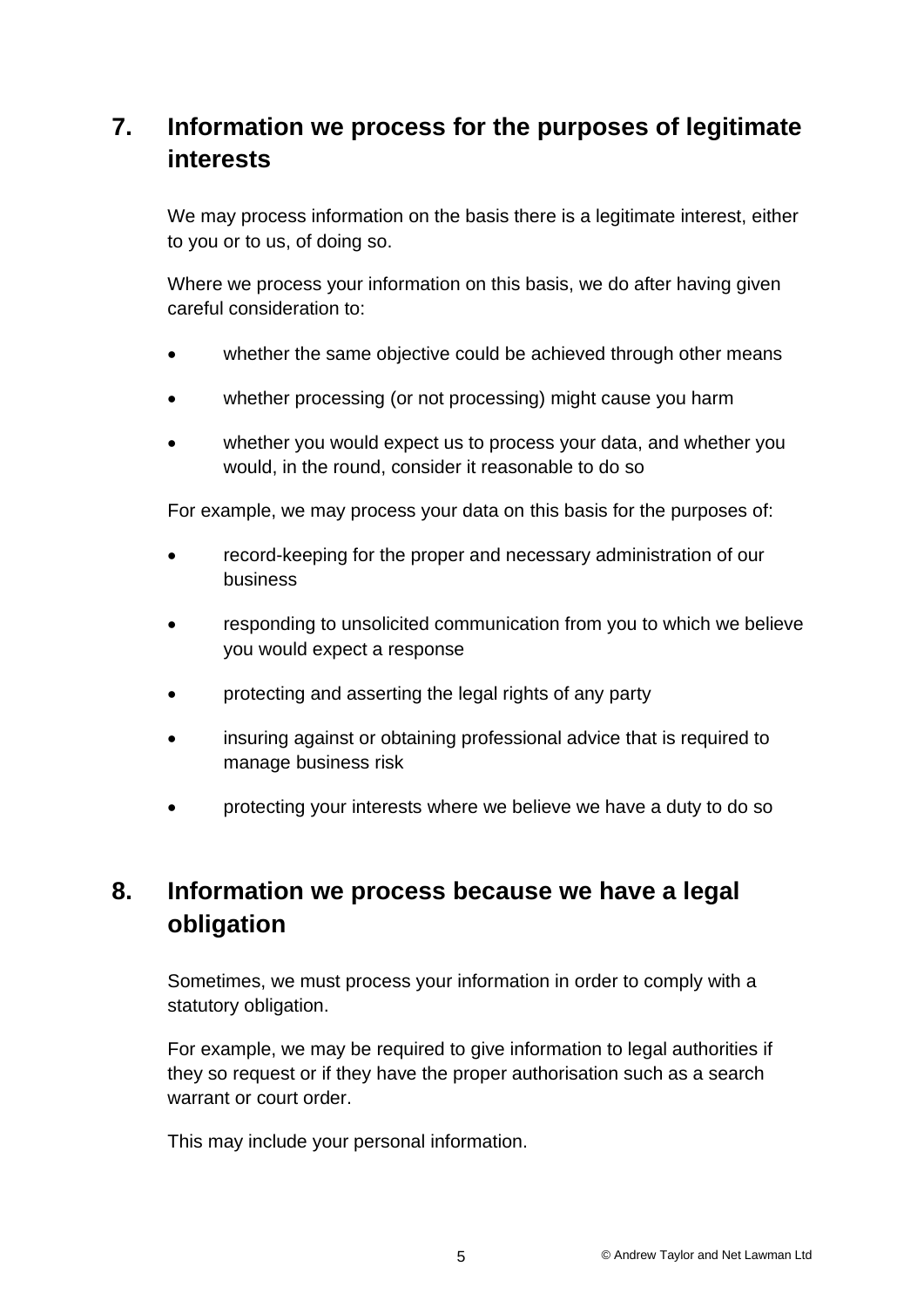## 7. Information we process for the purposes of legitimate interests

We may process information on the basis there is a legitimate interest, either to you or to us, of doing so.

Where we process your information on this basis, we do after having given careful consideration to:

- whether the same objective could be achieved through other means
- whether processing (or not processing) might cause you harm
- whether you would expect us to process your data, and whether you would, in the round, consider it reasonable to do so

For example, we may process your data on this basis for the purposes of:

- record-keeping for the proper and necessary administration of our business
- responding to unsolicited communication from you to which we believe you would expect a response
- protecting and asserting the legal rights of any party
- insuring against or obtaining professional advice that is required to manage business risk
- protecting your interests where we believe we have a duty to do so

## 8. Information we process because we have a legal obligation

Sometimes, we must process your information in order to comply with a statutory obligation.

For example, we may be required to give information to legal authorities if they so request or if they have the proper authorisation such as a search warrant or court order.

This may include your personal information.

© Andrew Taylor and Net Lawman Ltd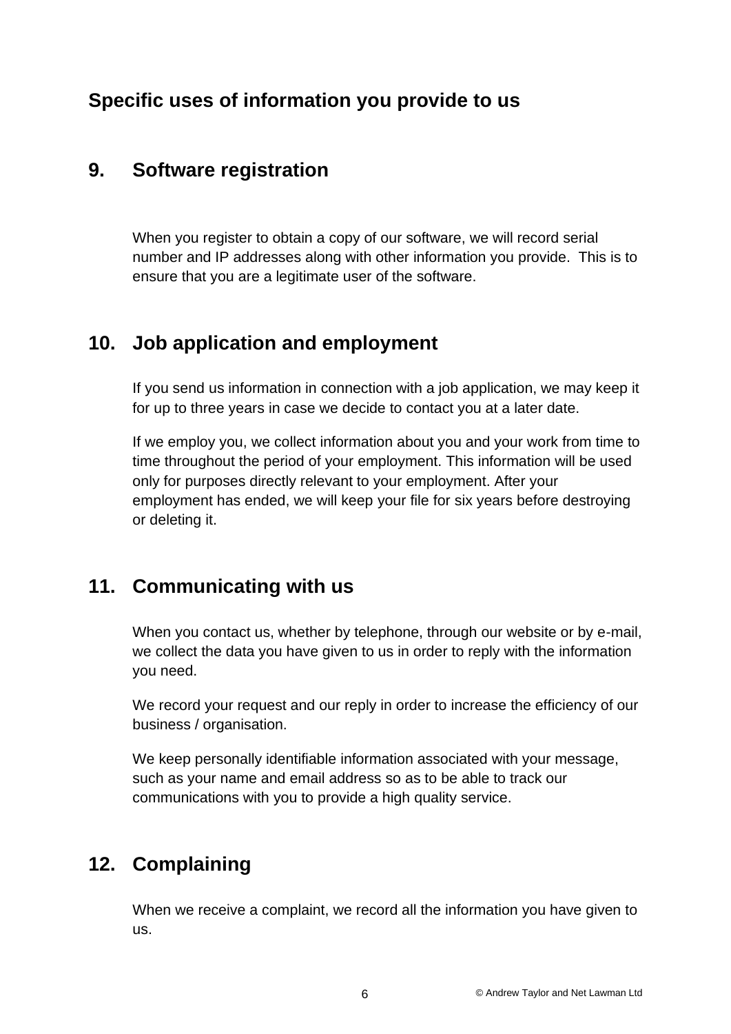## Specific uses of information you provide to us

### 9. Software registration

When you register to obtain a copy of our software, we will record serial number and IP addresses along with other information you provide. This is to ensure that you are a legitimate user of the software.

### 10. Job application and employment

If you send us information in connection with a job application, we may keep it for up to three years in case we decide to contact you at a later date.

If we employ you, we collect information about you and your work from time to time throughout the period of your employment. This information will be used only for purposes directly relevant to your employment. After your employment has ended, we will keep your file for six years before destroying or deleting it.

### 11. Communicating with us

When you contact us, whether by telephone, through our website or by e-mail, we collect the data you have given to us in order to reply with the information you need.

We record your request and our reply in order to increase the efficiency of our business / organisation.

We keep personally identifiable information associated with your message, such as your name and email address so as to be able to track our communications with you to provide a high quality service.

### 12. Complaining

When we receive a complaint, we record all the information you have given to us.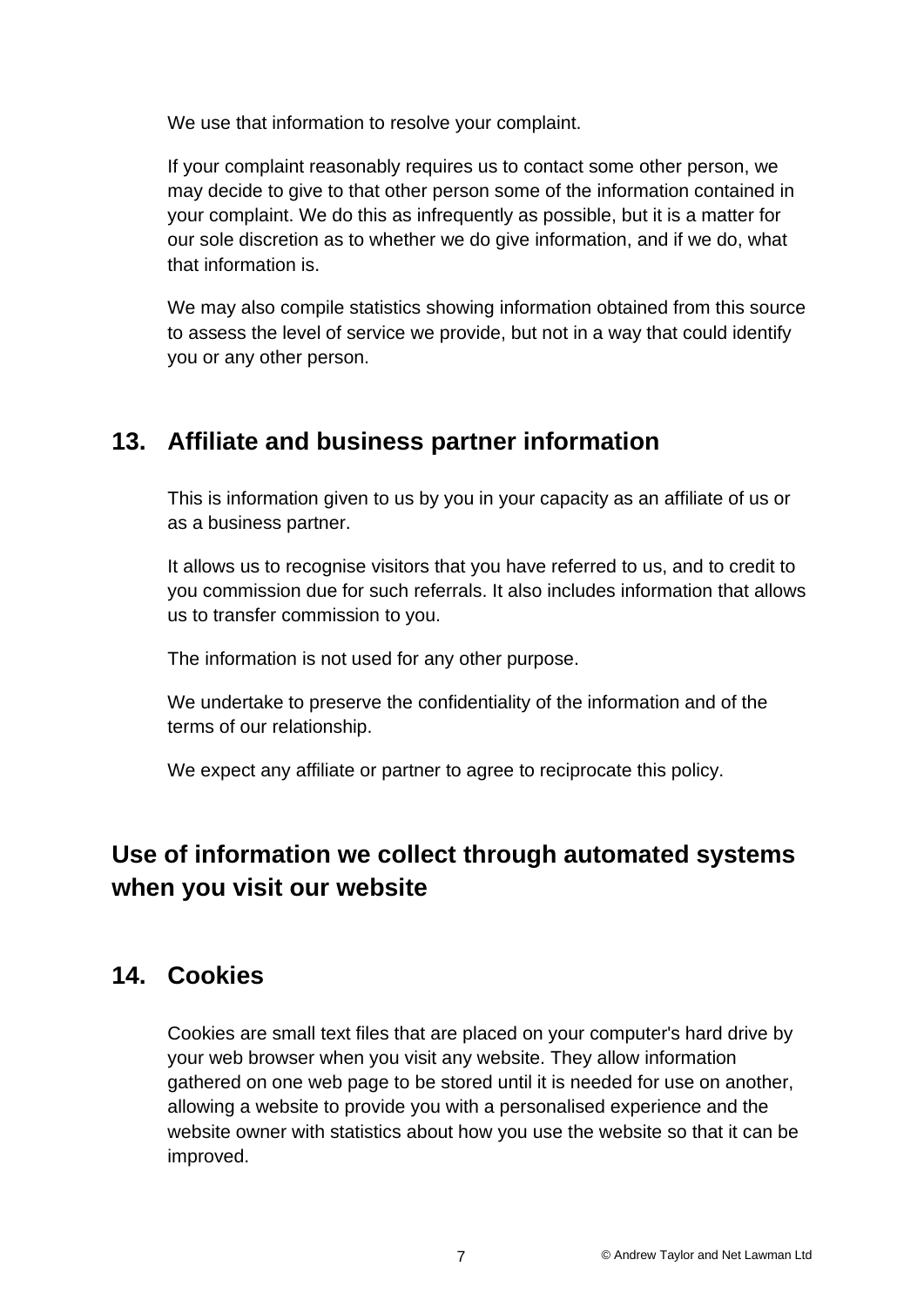We use that information to resolve your complaint.

If your complaint reasonably requires us to contact some other person, we may decide to give to that other person some of the information contained in your complaint. We do this as infrequently as possible, but it is a matter for our sole discretion as to whether we do give information, and if we do, what that information is.

We may also compile statistics showing information obtained from this source to assess the level of service we provide, but not in a way that could identify you or any other person.

## 13. Affiliate and business partner information

This is information given to us by you in your capacity as an affiliate of us or as a business partner.

It allows us to recognise visitors that you have referred to us, and to credit to you commission due for such referrals. It also includes information that allows us to transfer commission to you.

The information is not used for any other purpose.

We undertake to preserve the confidentiality of the information and of the terms of our relationship.

We expect any affiliate or partner to agree to reciprocate this policy.

# Use of information we collect through automated systems when you visit our website

## 14. Cookies

Cookies are small text files that are placed on your computer's hard drive by your web browser when you visit any website. They allow information gathered on one web page to be stored until it is needed for use on another, allowing a website to provide you with a personalised experience and the website owner with statistics about how you use the website so that it can be improved.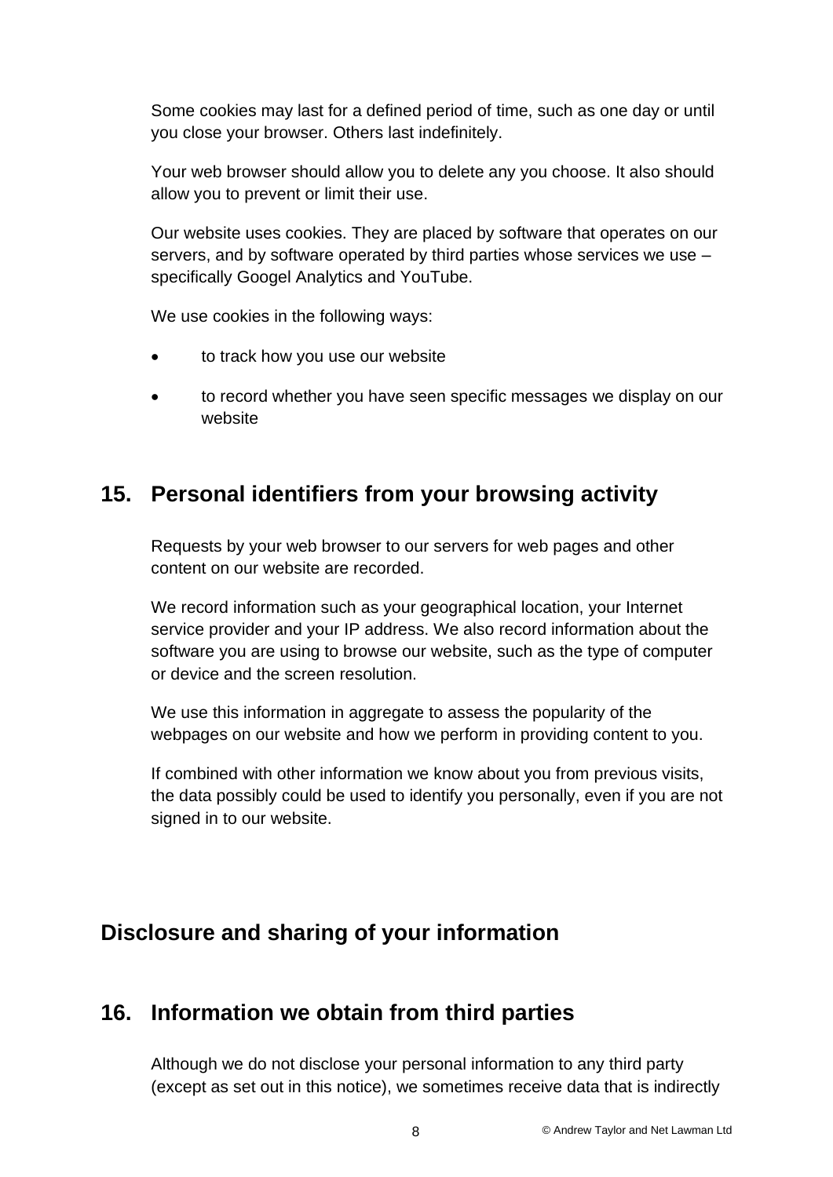Some cookies may last for a defined period of time, such as one day or until you close your browser. Others last indefinitely.

Your web browser should allow you to delete any you choose. It also should allow you to prevent or limit their use.

Our website uses cookies. They are placed by software that operates on our servers, and by software operated by third parties whose services we use – specifically Googel Analytics and YouTube.

We use cookies in the following ways:

- to track how you use our website
- to record whether you have seen specific messages we display on our website

## 15. Personal identifiers from your browsing activity

Requests by your web browser to our servers for web pages and other content on our website are recorded.

We record information such as your geographical location, your Internet service provider and your IP address. We also record information about the software you are using to browse our website, such as the type of computer or device and the screen resolution.

We use this information in aggregate to assess the popularity of the webpages on our website and how we perform in providing content to you.

If combined with other information we know about you from previous visits, the data possibly could be used to identify you personally, even if you are not signed in to our website.

## Disclosure and sharing of your information

## 16. Information we obtain from third parties

Although we do not disclose your personal information to any third party (except as set out in this notice), we sometimes receive data that is indirectly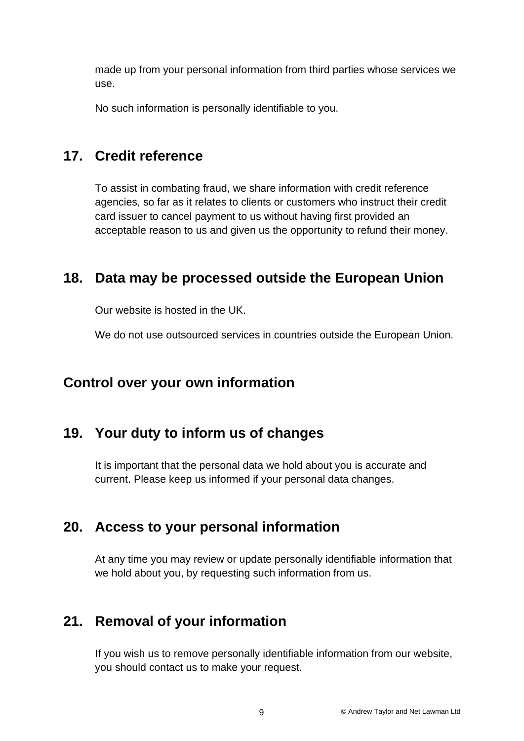made up from your personal information from third parties whose services we use.

No such information is personally identifiable to you.

## 17. Credit reference

To assist in combating fraud, we share information with credit reference agencies, so far as it relates to clients or customers who instruct their credit card issuer to cancel payment to us without having first provided an acceptable reason to us and given us the opportunity to refund their money.

## 18. Data may be processed outside the European Union

Our website is hosted in the UK.

We do not use outsourced services in countries outside the European Union.

# Control over your own information

## 19. Your duty to inform us of changes

It is important that the personal data we hold about you is accurate and current. Please keep us informed if your personal data changes.

## 20. Access to your personal information

At any time you may review or update personally identifiable information that we hold about you, by requesting such information from us.

## 21. Removal of your information

If you wish us to remove personally identifiable information from our website, you should contact us to make your request.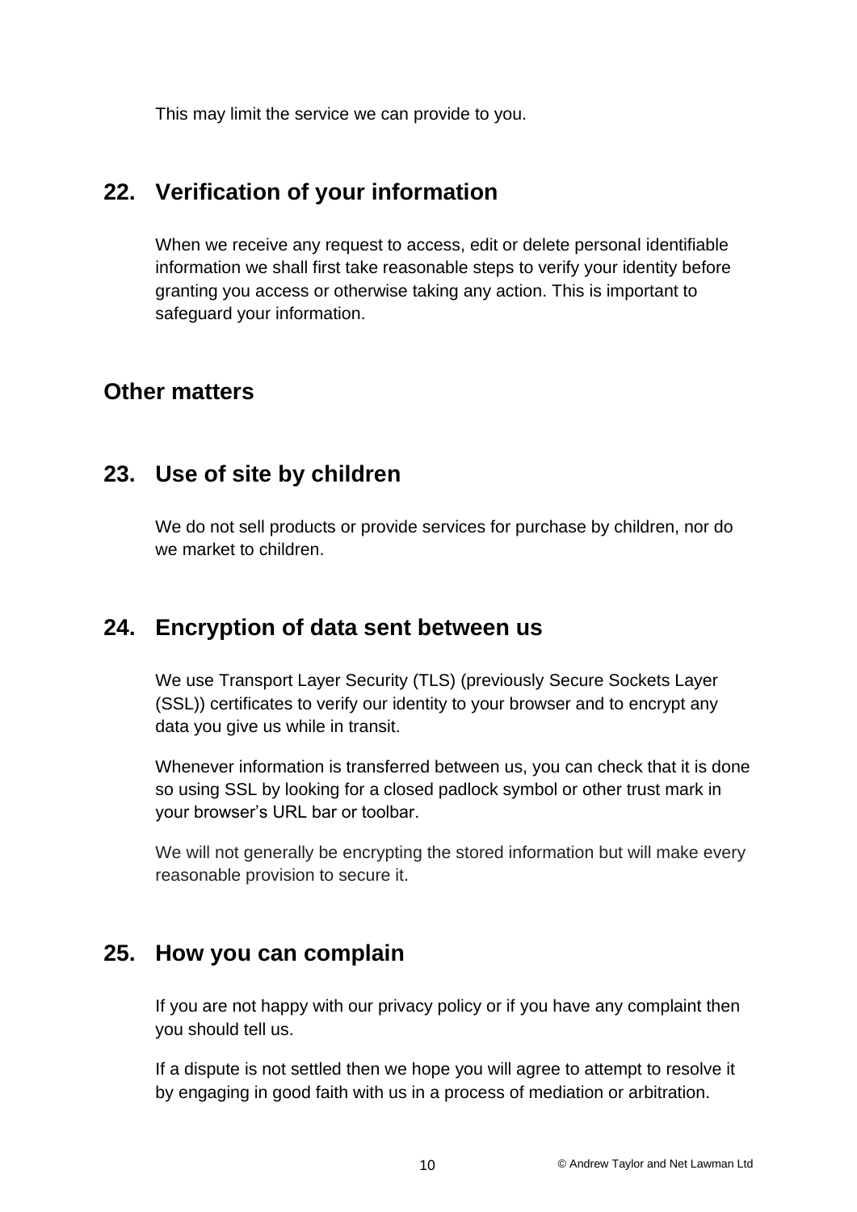This may limit the service we can provide to you.

## 22. Verification of your information

When we receive any request to access, edit or delete personal identifiable information we shall first take reasonable steps to verify your identity before granting you access or otherwise taking any action. This is important to safeguard your information.

## Other matters

## 23. Use of site by children

We do not sell products or provide services for purchase by children, nor do we market to children.

## 24. Encryption of data sent between us

We use Transport Layer Security (TLS) (previously Secure Sockets Layer (SSL)) certificates to verify our identity to your browser and to encrypt any data you give us while in transit.

Whenever information is transferred between us, you can check that it is done so using SSL by looking for a closed padlock symbol or other trust mark in your browser's URL bar or toolbar.

We will not generally be encrypting the stored information but will make every reasonable provision to secure it.

## 25. How you can complain

If you are not happy with our privacy policy or if you have any complaint then you should tell us.

If a dispute is not settled then we hope you will agree to attempt to resolve it by engaging in good faith with us in a process of mediation or arbitration.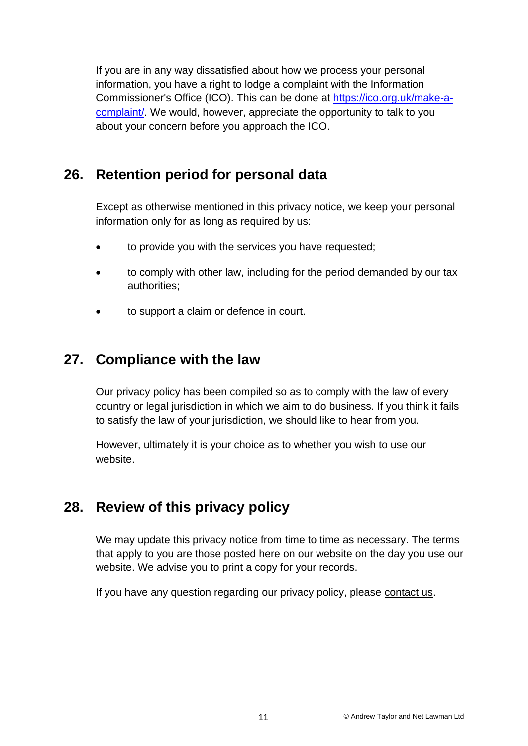If you are in any way dissatisfied about how we process your personal information, you have a right to lodge a complaint with the Information Commissioner's Office (ICO). This can be done at [https://ico.org.uk/make-a-complaint/](https://ico.org.uk/make-a-complaint/). We would, however, appreciate the opportunity to talk to you about your concern before you approach the ICO.

## 26. Retention period for personal data

Except as otherwise mentioned in this privacy notice, we keep your personal information only for as long as required by us:

- to provide you with the services you have requested;
- to comply with other law, including for the period demanded by our tax authorities;
- to support a claim or defence in court.

## 27. Compliance with the law

Our privacy policy has been compiled so as to comply with the law of every country or legal jurisdiction in which we aim to do business. If you think it fails to satisfy the law of your jurisdiction, we should like to hear from you.

However, ultimately it is your choice as to whether you wish to use our website.

## 28. Review of this privacy policy

We may update this privacy notice from time to time as necessary. The terms that apply to you are those posted here on our website on the day you use our website. We advise you to print a copy for your records.

If you have any question regarding our privacy policy, please contact us.